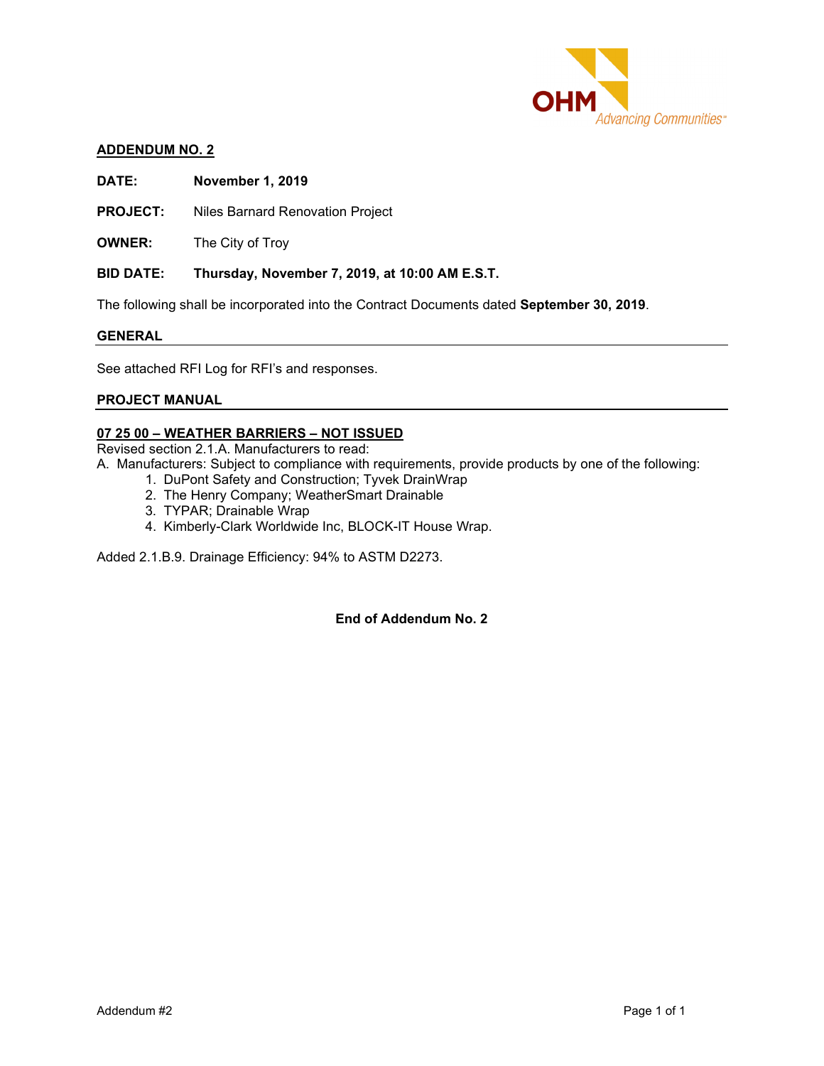OHM Advancing Communities

## ADDENDUM NO. 2

**DATE:** **November 1, 2019**

**PROJECT:** Niles Barnard Renovation Project

**OWNER:** The City of Troy

**BID DATE:** **Thursday, November 7, 2019, at 10:00 AM E.S.T.**

The following shall be incorporated into the Contract Documents dated **September 30, 2019**.

### GENERAL

See attached RFI Log for RFI's and responses.

### PROJECT MANUAL

**07 25 00 – WEATHER BARRIERS – NOT ISSUED**

Revised section 2.1.A. Manufacturers to read:

A. Manufacturers: Subject to compliance with requirements, provide products by one of the following:

1. DuPont Safety and Construction; Tyvek DrainWrap
2. The Henry Company; WeatherSmart Drainable
3. TYPAR; Drainable Wrap
4. Kimberly-Clark Worldwide Inc, BLOCK-IT House Wrap.

Added 2.1.B.9. Drainage Efficiency: 94% to ASTM D2273.

**End of Addendum No. 2**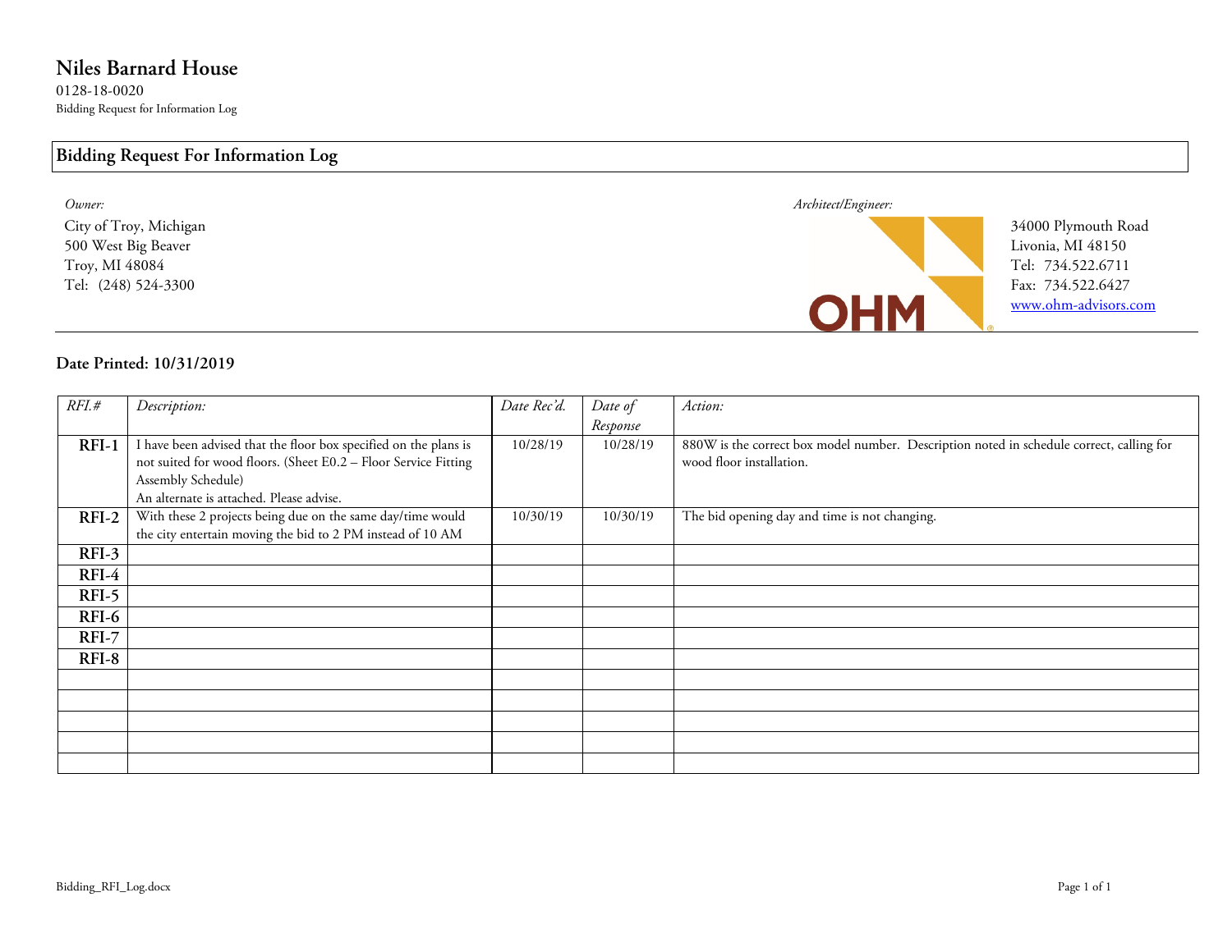# Niles Barnard House

0128-18-0020
Bidding Request for Information Log

## Bidding Request For Information Log

*Owner:*
City of Troy, Michigan
500 West Big Beaver
Troy, MI 48084
Tel: (248) 524-3300

*Architect/Engineer:*
OHM
34000 Plymouth Road
Livonia, MI 48150
Tel: 734.522.6711
Fax: 734.522.6427
www.ohm-advisors.com

**Date Printed: 10/31/2019**

| *RFI.#* | *Description:* | *Date Rec'd.* | *Date of Response* | *Action:* |
|---|---|---|---|---|
| **RFI-1** | I have been advised that the floor box specified on the plans is not suited for wood floors. (Sheet E0.2 – Floor Service Fitting Assembly Schedule) An alternate is attached. Please advise. | 10/28/19 | 10/28/19 | 880W is the correct box model number. Description noted in schedule correct, calling for wood floor installation. |
| **RFI-2** | With these 2 projects being due on the same day/time would the city entertain moving the bid to 2 PM instead of 10 AM | 10/30/19 | 10/30/19 | The bid opening day and time is not changing. |
| **RFI-3** | | | | |
| **RFI-4** | | | | |
| **RFI-5** | | | | |
| **RFI-6** | | | | |
| **RFI-7** | | | | |
| **RFI-8** | | | | |
| | | | | |
| | | | | |
| | | | | |
| | | | | |
| | | | | |

Bidding_RFI_Log.docx